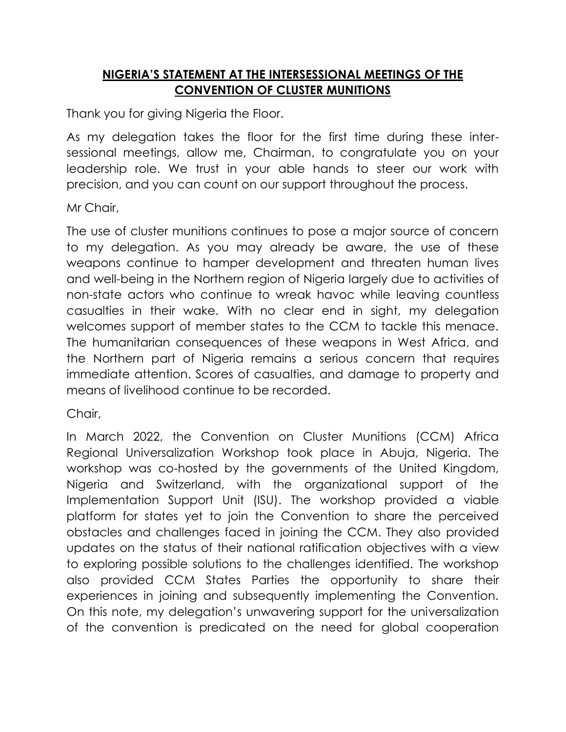## NIGERIA'S STATEMENT AT THE INTERSESSIONAL MEETINGS OF THE CONVENTION OF CLUSTER MUNITIONS

Thank you for giving Nigeria the Floor.

As my delegation takes the floor for the first time during these inter-sessional meetings, allow me, Chairman, to congratulate you on your leadership role. We trust in your able hands to steer our work with precision, and you can count on our support throughout the process.

Mr Chair,

The use of cluster munitions continues to pose a major source of concern to my delegation. As you may already be aware, the use of these weapons continue to hamper development and threaten human lives and well-being in the Northern region of Nigeria largely due to activities of non-state actors who continue to wreak havoc while leaving countless casualties in their wake. With no clear end in sight, my delegation welcomes support of member states to the CCM to tackle this menace. The humanitarian consequences of these weapons in West Africa, and the Northern part of Nigeria remains a serious concern that requires immediate attention. Scores of casualties, and damage to property and means of livelihood continue to be recorded.

Chair,

In March 2022, the Convention on Cluster Munitions (CCM) Africa Regional Universalization Workshop took place in Abuja, Nigeria. The workshop was co-hosted by the governments of the United Kingdom, Nigeria and Switzerland, with the organizational support of the Implementation Support Unit (ISU). The workshop provided a viable platform for states yet to join the Convention to share the perceived obstacles and challenges faced in joining the CCM. They also provided updates on the status of their national ratification objectives with a view to exploring possible solutions to the challenges identified. The workshop also provided CCM States Parties the opportunity to share their experiences in joining and subsequently implementing the Convention. On this note, my delegation's unwavering support for the universalization of the convention is predicated on the need for global cooperation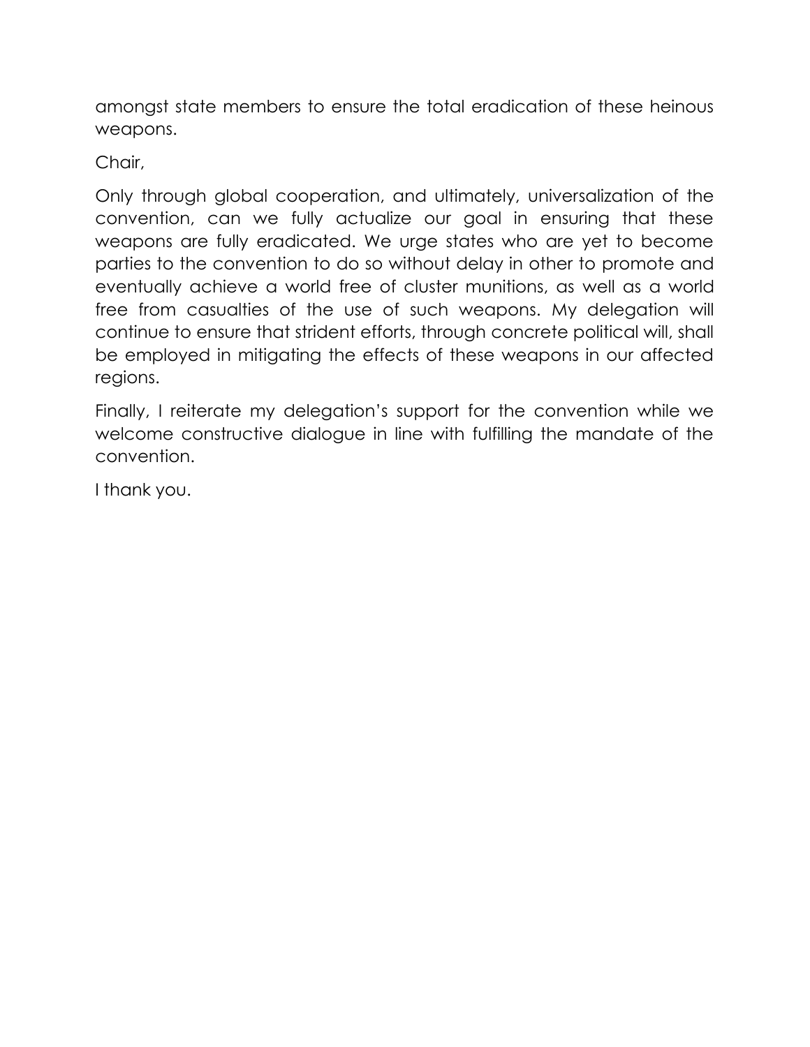amongst state members to ensure the total eradication of these heinous weapons.

Chair,

Only through global cooperation, and ultimately, universalization of the convention, can we fully actualize our goal in ensuring that these weapons are fully eradicated. We urge states who are yet to become parties to the convention to do so without delay in other to promote and eventually achieve a world free of cluster munitions, as well as a world free from casualties of the use of such weapons. My delegation will continue to ensure that strident efforts, through concrete political will, shall be employed in mitigating the effects of these weapons in our affected regions.

Finally, I reiterate my delegation's support for the convention while we welcome constructive dialogue in line with fulfilling the mandate of the convention.

I thank you.